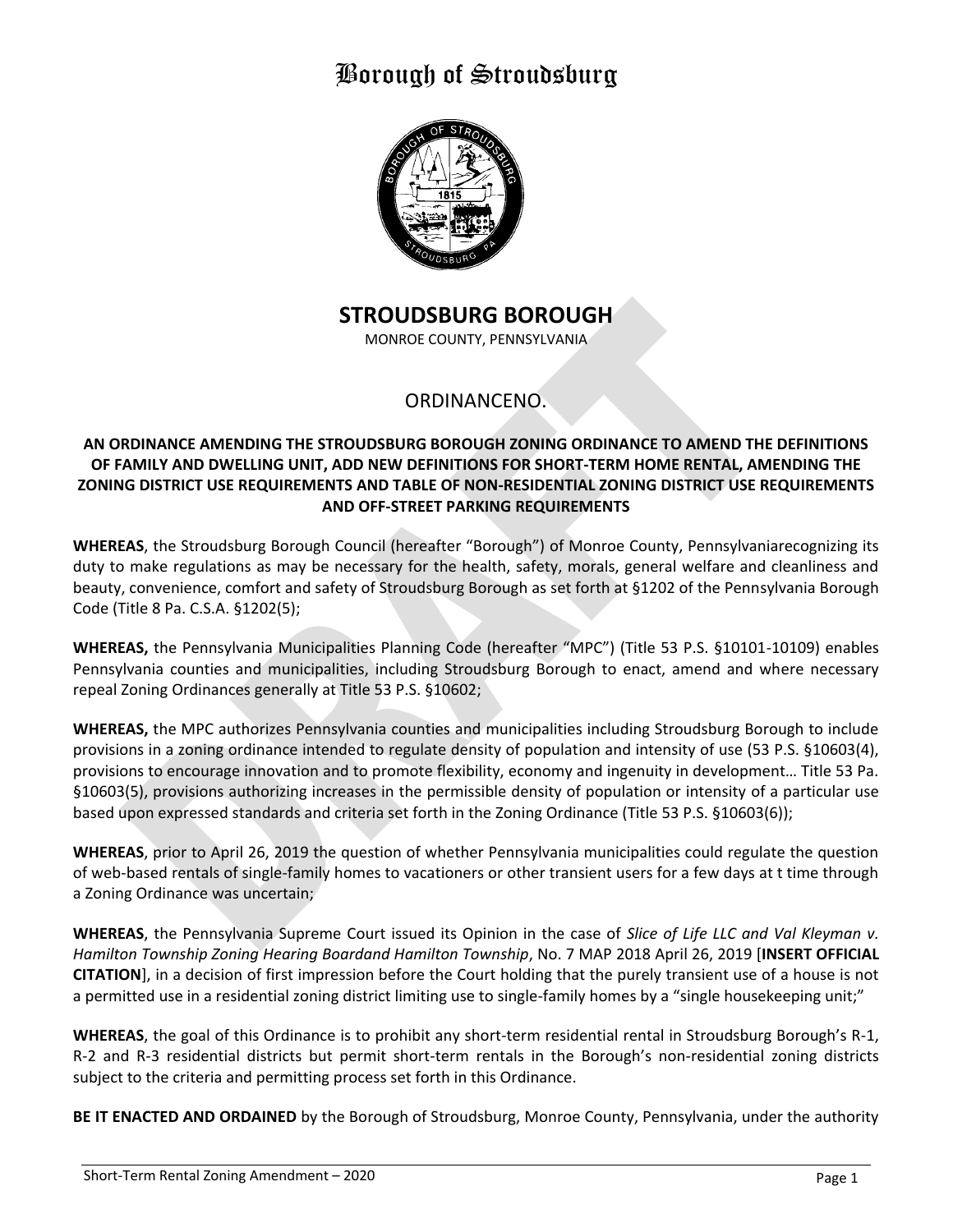# Borough of Stroudsburg

## STROUDSBURG BOROUGH

MONROE COUNTY, PENNSYLVANIA

### ORDINANCENO.

**AN ORDINANCE AMENDING THE STROUDSBURG BOROUGH ZONING ORDINANCE TO AMEND THE DEFINITIONS OF FAMILY AND DWELLING UNIT, ADD NEW DEFINITIONS FOR SHORT-TERM HOME RENTAL, AMENDING THE ZONING DISTRICT USE REQUIREMENTS AND TABLE OF NON-RESIDENTIAL ZONING DISTRICT USE REQUIREMENTS AND OFF-STREET PARKING REQUIREMENTS**

**WHEREAS**, the Stroudsburg Borough Council (hereafter "Borough") of Monroe County, Pennsylvaniarecognizing its duty to make regulations as may be necessary for the health, safety, morals, general welfare and cleanliness and beauty, convenience, comfort and safety of Stroudsburg Borough as set forth at §1202 of the Pennsylvania Borough Code (Title 8 Pa. C.S.A. §1202(5);

**WHEREAS,** the Pennsylvania Municipalities Planning Code (hereafter "MPC") (Title 53 P.S. §10101-10109) enables Pennsylvania counties and municipalities, including Stroudsburg Borough to enact, amend and where necessary repeal Zoning Ordinances generally at Title 53 P.S. §10602;

**WHEREAS,** the MPC authorizes Pennsylvania counties and municipalities including Stroudsburg Borough to include provisions in a zoning ordinance intended to regulate density of population and intensity of use (53 P.S. §10603(4), provisions to encourage innovation and to promote flexibility, economy and ingenuity in development… Title 53 Pa. §10603(5), provisions authorizing increases in the permissible density of population or intensity of a particular use based upon expressed standards and criteria set forth in the Zoning Ordinance (Title 53 P.S. §10603(6));

**WHEREAS**, prior to April 26, 2019 the question of whether Pennsylvania municipalities could regulate the question of web-based rentals of single-family homes to vacationers or other transient users for a few days at t time through a Zoning Ordinance was uncertain;

**WHEREAS**, the Pennsylvania Supreme Court issued its Opinion in the case of *Slice of Life LLC and Val Kleyman v. Hamilton Township Zoning Hearing Boardand Hamilton Township*, No. 7 MAP 2018 April 26, 2019 [**INSERT OFFICIAL CITATION**], in a decision of first impression before the Court holding that the purely transient use of a house is not a permitted use in a residential zoning district limiting use to single-family homes by a "single housekeeping unit;"

**WHEREAS**, the goal of this Ordinance is to prohibit any short-term residential rental in Stroudsburg Borough's R-1, R-2 and R-3 residential districts but permit short-term rentals in the Borough's non-residential zoning districts subject to the criteria and permitting process set forth in this Ordinance.

**BE IT ENACTED AND ORDAINED** by the Borough of Stroudsburg, Monroe County, Pennsylvania, under the authority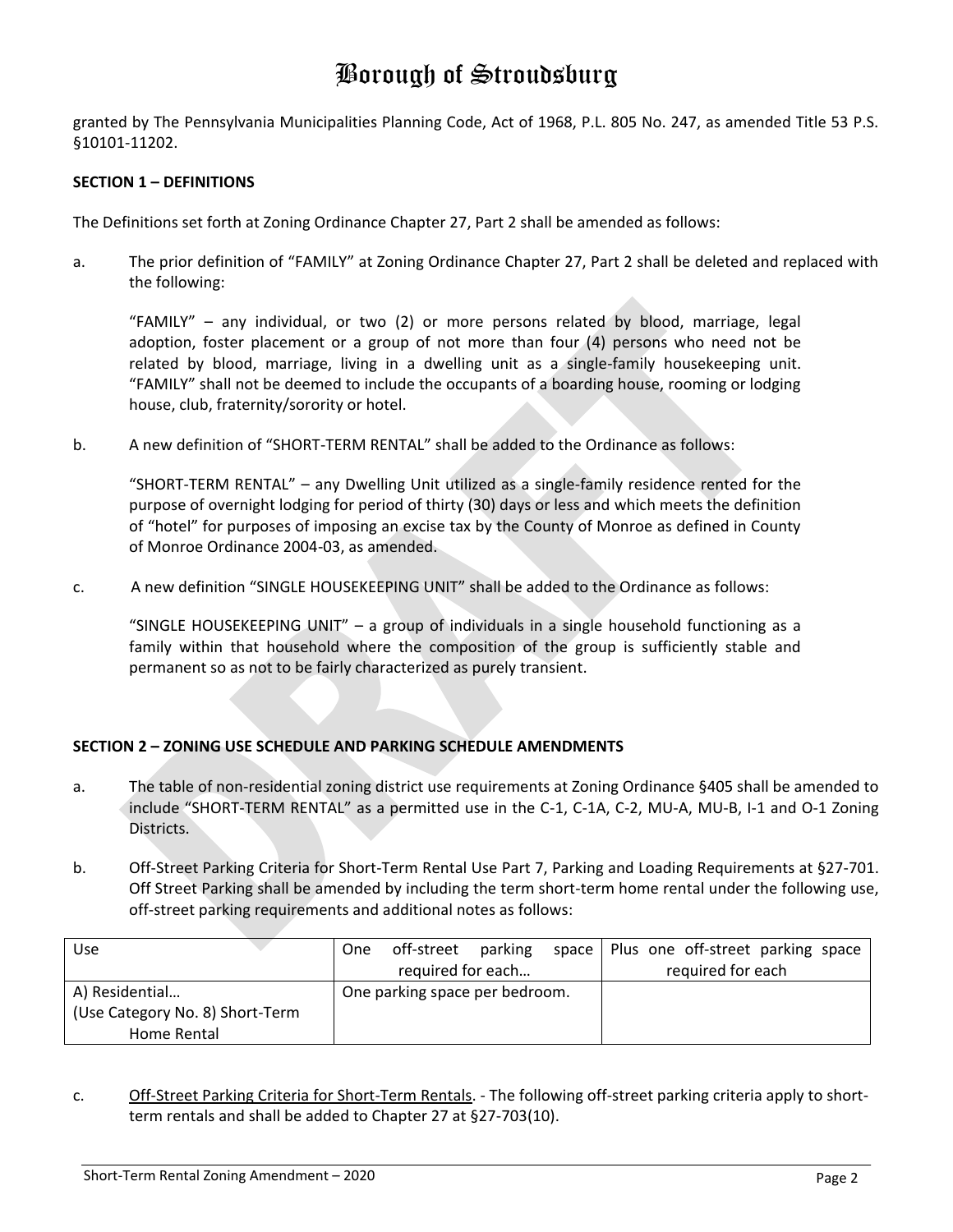granted by The Pennsylvania Municipalities Planning Code, Act of 1968, P.L. 805 No. 247, as amended Title 53 P.S. §10101-11202.

**SECTION 1 – DEFINITIONS**

The Definitions set forth at Zoning Ordinance Chapter 27, Part 2 shall be amended as follows:

a. The prior definition of "FAMILY" at Zoning Ordinance Chapter 27, Part 2 shall be deleted and replaced with the following:

   "FAMILY" – any individual, or two (2) or more persons related by blood, marriage, legal adoption, foster placement or a group of not more than four (4) persons who need not be related by blood, marriage, living in a dwelling unit as a single-family housekeeping unit. "FAMILY" shall not be deemed to include the occupants of a boarding house, rooming or lodging house, club, fraternity/sorority or hotel.

b. A new definition of "SHORT-TERM RENTAL" shall be added to the Ordinance as follows:

   "SHORT-TERM RENTAL" – any Dwelling Unit utilized as a single-family residence rented for the purpose of overnight lodging for period of thirty (30) days or less and which meets the definition of "hotel" for purposes of imposing an excise tax by the County of Monroe as defined in County of Monroe Ordinance 2004-03, as amended.

c. A new definition "SINGLE HOUSEKEEPING UNIT" shall be added to the Ordinance as follows:

   "SINGLE HOUSEKEEPING UNIT" – a group of individuals in a single household functioning as a family within that household where the composition of the group is sufficiently stable and permanent so as not to be fairly characterized as purely transient.

**SECTION 2 – ZONING USE SCHEDULE AND PARKING SCHEDULE AMENDMENTS**

a. The table of non-residential zoning district use requirements at Zoning Ordinance §405 shall be amended to include "SHORT-TERM RENTAL" as a permitted use in the C-1, C-1A, C-2, MU-A, MU-B, I-1 and O-1 Zoning Districts.

b. Off-Street Parking Criteria for Short-Term Rental Use Part 7, Parking and Loading Requirements at §27-701. Off Street Parking shall be amended by including the term short-term home rental under the following use, off-street parking requirements and additional notes as follows:

| Use | One off-street parking space required for each… | Plus one off-street parking space required for each |
|---|---|---|
| A) Residential… (Use Category No. 8) Short-Term Home Rental | One parking space per bedroom. | |

c. <u>Off-Street Parking Criteria for Short-Term Rentals</u>. - The following off-street parking criteria apply to short-term rentals and shall be added to Chapter 27 at §27-703(10).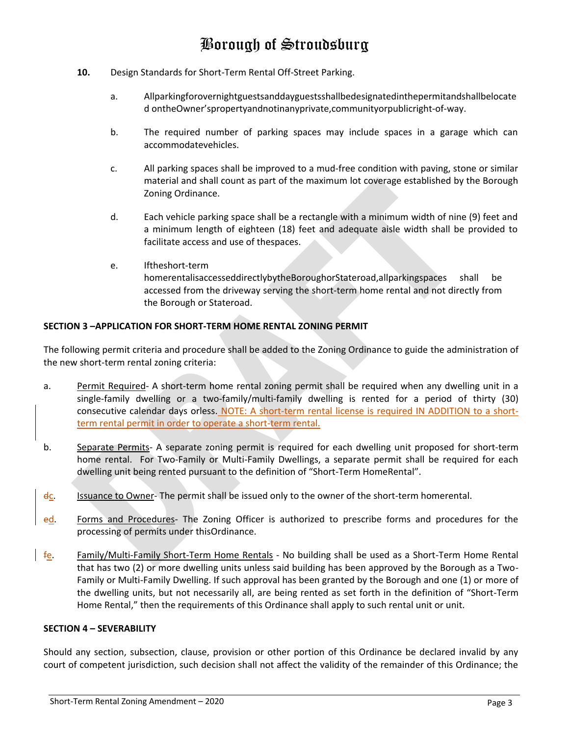**10.** Design Standards for Short-Term Rental Off-Street Parking.

a. Allparkingforovernightguestsanddayguestsshallbedesignatedinthepermitandshallbelocated ontheOwner'spropertyandnotinanyprivate,communityorpublicright-of-way.

b. The required number of parking spaces may include spaces in a garage which can accommodatevehicles.

c. All parking spaces shall be improved to a mud-free condition with paving, stone or similar material and shall count as part of the maximum lot coverage established by the Borough Zoning Ordinance.

d. Each vehicle parking space shall be a rectangle with a minimum width of nine (9) feet and a minimum length of eighteen (18) feet and adequate aisle width shall be provided to facilitate access and use of thespaces.

e. Iftheshort-term homerentalisaccesseddirectlybytheBoroughorStateroad,allparkingspaces shall be accessed from the driveway serving the short-term home rental and not directly from the Borough or Stateroad.

**SECTION 3 –APPLICATION FOR SHORT-TERM HOME RENTAL ZONING PERMIT**

The following permit criteria and procedure shall be added to the Zoning Ordinance to guide the administration of the new short-term rental zoning criteria:

a. Permit Required- A short-term home rental zoning permit shall be required when any dwelling unit in a single-family dwelling or a two-family/multi-family dwelling is rented for a period of thirty (30) consecutive calendar days orless. NOTE: A short-term rental license is required IN ADDITION to a short-term rental permit in order to operate a short-term rental.

b. Separate Permits- A separate zoning permit is required for each dwelling unit proposed for short-term home rental. For Two-Family or Multi-Family Dwellings, a separate permit shall be required for each dwelling unit being rented pursuant to the definition of "Short-Term HomeRental".

~~d~~c. Issuance to Owner- The permit shall be issued only to the owner of the short-term homerental.

~~e~~d. Forms and Procedures- The Zoning Officer is authorized to prescribe forms and procedures for the processing of permits under thisOrdinance.

~~f~~e. Family/Multi-Family Short-Term Home Rentals - No building shall be used as a Short-Term Home Rental that has two (2) or more dwelling units unless said building has been approved by the Borough as a Two-Family or Multi-Family Dwelling. If such approval has been granted by the Borough and one (1) or more of the dwelling units, but not necessarily all, are being rented as set forth in the definition of "Short-Term Home Rental," then the requirements of this Ordinance shall apply to such rental unit or unit.

**SECTION 4 – SEVERABILITY**

Should any section, subsection, clause, provision or other portion of this Ordinance be declared invalid by any court of competent jurisdiction, such decision shall not affect the validity of the remainder of this Ordinance; the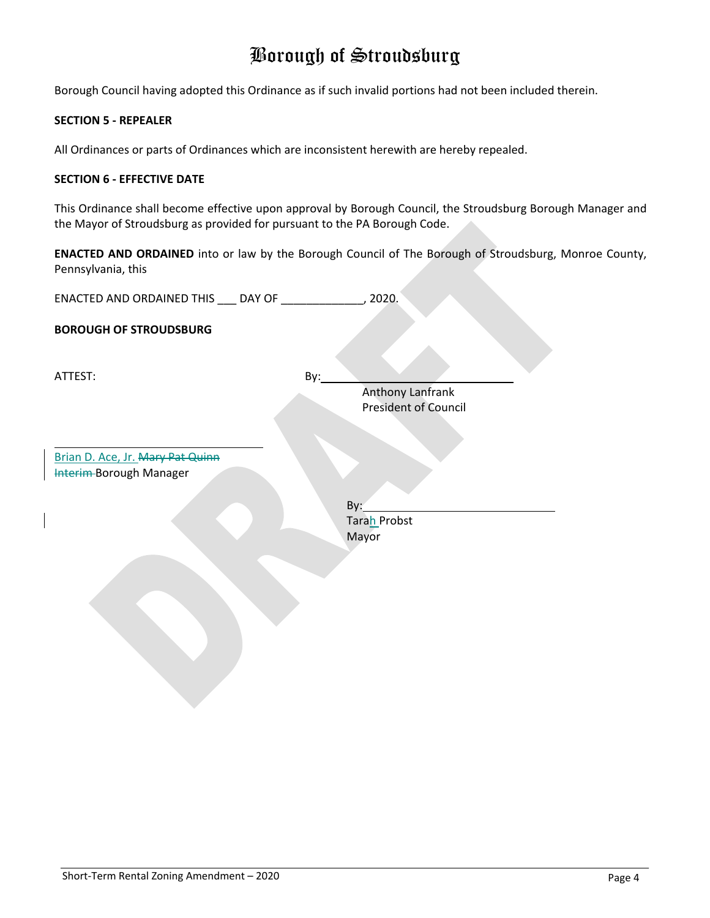Borough Council having adopted this Ordinance as if such invalid portions had not been included therein.

**SECTION 5 - REPEALER**

All Ordinances or parts of Ordinances which are inconsistent herewith are hereby repealed.

**SECTION 6 - EFFECTIVE DATE**

This Ordinance shall become effective upon approval by Borough Council, the Stroudsburg Borough Manager and the Mayor of Stroudsburg as provided for pursuant to the PA Borough Code.

**ENACTED AND ORDAINED** into or law by the Borough Council of The Borough of Stroudsburg, Monroe County, Pennsylvania, this

ENACTED AND ORDAINED THIS ___ DAY OF _____________, 2020.

**BOROUGH OF STROUDSBURG**

ATTEST: By:______________________________

Anthony Lanfrank
President of Council

______________________________
Brian D. Ace, Jr. ~~Mary Pat Quinn~~
~~Interim~~ Borough Manager

By:______________________________
Tarah Probst
Mayor